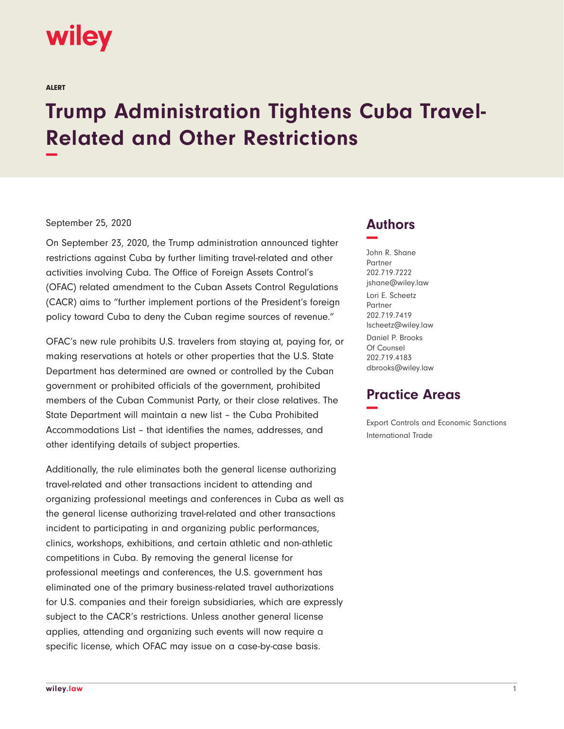wiley

ALERT

# Trump Administration Tightens Cuba Travel-Related and Other Restrictions

September 25, 2020

On September 23, 2020, the Trump administration announced tighter restrictions against Cuba by further limiting travel-related and other activities involving Cuba. The Office of Foreign Assets Control's (OFAC) related amendment to the Cuban Assets Control Regulations (CACR) aims to "further implement portions of the President's foreign policy toward Cuba to deny the Cuban regime sources of revenue."

OFAC's new rule prohibits U.S. travelers from staying at, paying for, or making reservations at hotels or other properties that the U.S. State Department has determined are owned or controlled by the Cuban government or prohibited officials of the government, prohibited members of the Cuban Communist Party, or their close relatives. The State Department will maintain a new list – the Cuba Prohibited Accommodations List – that identifies the names, addresses, and other identifying details of subject properties.

Additionally, the rule eliminates both the general license authorizing travel-related and other transactions incident to attending and organizing professional meetings and conferences in Cuba as well as the general license authorizing travel-related and other transactions incident to participating in and organizing public performances, clinics, workshops, exhibitions, and certain athletic and non-athletic competitions in Cuba. By removing the general license for professional meetings and conferences, the U.S. government has eliminated one of the primary business-related travel authorizations for U.S. companies and their foreign subsidiaries, which are expressly subject to the CACR's restrictions. Unless another general license applies, attending and organizing such events will now require a specific license, which OFAC may issue on a case-by-case basis.

## Authors

John R. Shane
Partner
202.719.7222
jshane@wiley.law

Lori E. Scheetz
Partner
202.719.7419
lscheetz@wiley.law

Daniel P. Brooks
Of Counsel
202.719.4183
dbrooks@wiley.law

## Practice Areas

Export Controls and Economic Sanctions

International Trade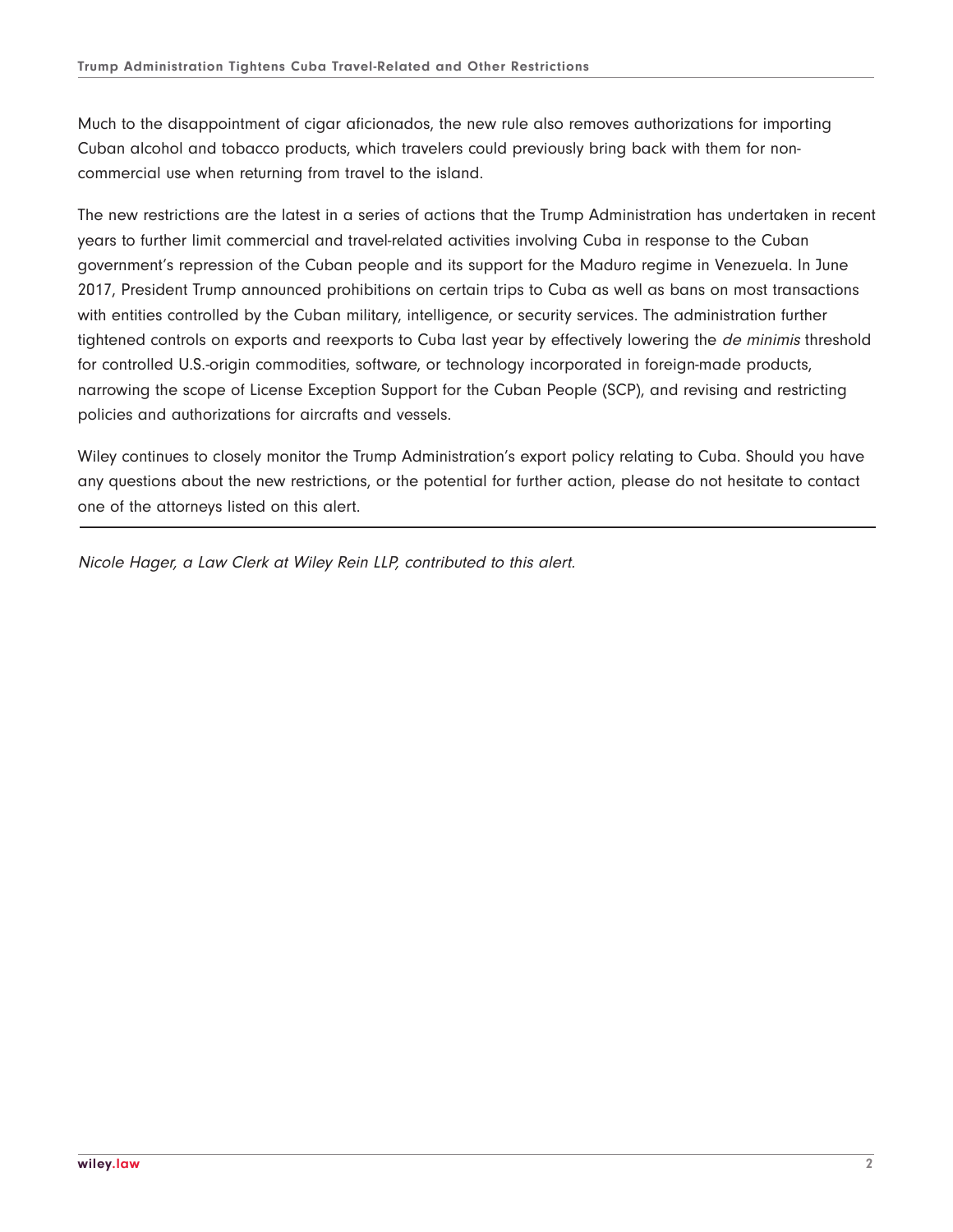Much to the disappointment of cigar aficionados, the new rule also removes authorizations for importing Cuban alcohol and tobacco products, which travelers could previously bring back with them for non-commercial use when returning from travel to the island.

The new restrictions are the latest in a series of actions that the Trump Administration has undertaken in recent years to further limit commercial and travel-related activities involving Cuba in response to the Cuban government's repression of the Cuban people and its support for the Maduro regime in Venezuela. In June 2017, President Trump announced prohibitions on certain trips to Cuba as well as bans on most transactions with entities controlled by the Cuban military, intelligence, or security services. The administration further tightened controls on exports and reexports to Cuba last year by effectively lowering the *de minimis* threshold for controlled U.S.-origin commodities, software, or technology incorporated in foreign-made products, narrowing the scope of License Exception Support for the Cuban People (SCP), and revising and restricting policies and authorizations for aircrafts and vessels.

Wiley continues to closely monitor the Trump Administration's export policy relating to Cuba. Should you have any questions about the new restrictions, or the potential for further action, please do not hesitate to contact one of the attorneys listed on this alert.

---

*Nicole Hager, a Law Clerk at Wiley Rein LLP, contributed to this alert.*